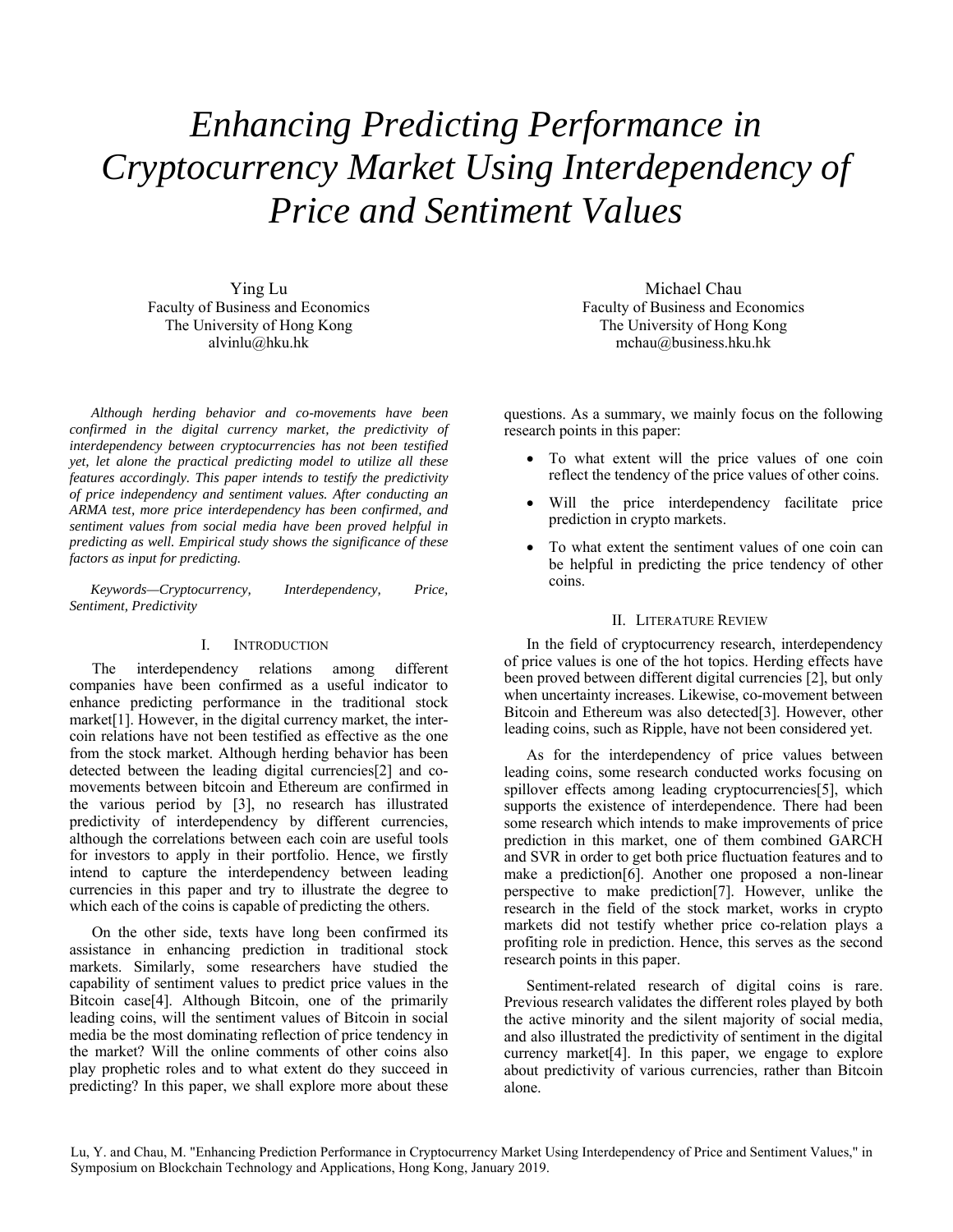# Enhancing Predicting Performance in Cryptocurrency Market Using Interdependency of Price and Sentiment Values

Ying Lu
Faculty of Business and Economics
The University of Hong Kong
alvinlu@hku.hk

Michael Chau
Faculty of Business and Economics
The University of Hong Kong
mchau@business.hku.hk

*Although herding behavior and co-movements have been confirmed in the digital currency market, the predictivity of interdependency between cryptocurrencies has not been testified yet, let alone the practical predicting model to utilize all these features accordingly. This paper intends to testify the predictivity of price independency and sentiment values. After conducting an ARMA test, more price interdependency has been confirmed, and sentiment values from social media have been proved helpful in predicting as well. Empirical study shows the significance of these factors as input for predicting.*

*Keywords—Cryptocurrency, Interdependency, Price, Sentiment, Predictivity*

## I. Introduction

The interdependency relations among different companies have been confirmed as a useful indicator to enhance predicting performance in the traditional stock market[1]. However, in the digital currency market, the inter-coin relations have not been testified as effective as the one from the stock market. Although herding behavior has been detected between the leading digital currencies[2] and co-movements between bitcoin and Ethereum are confirmed in the various period by [3], no research has illustrated predictivity of interdependency by different currencies, although the correlations between each coin are useful tools for investors to apply in their portfolio. Hence, we firstly intend to capture the interdependency between leading currencies in this paper and try to illustrate the degree to which each of the coins is capable of predicting the others.

On the other side, texts have long been confirmed its assistance in enhancing prediction in traditional stock markets. Similarly, some researchers have studied the capability of sentiment values to predict price values in the Bitcoin case[4]. Although Bitcoin, one of the primarily leading coins, will the sentiment values of Bitcoin in social media be the most dominating reflection of price tendency in the market? Will the online comments of other coins also play prophetic roles and to what extent do they succeed in predicting? In this paper, we shall explore more about these questions. As a summary, we mainly focus on the following research points in this paper:

- To what extent will the price values of one coin reflect the tendency of the price values of other coins.
- Will the price interdependency facilitate price prediction in crypto markets.
- To what extent the sentiment values of one coin can be helpful in predicting the price tendency of other coins.

## II. Literature Review

In the field of cryptocurrency research, interdependency of price values is one of the hot topics. Herding effects have been proved between different digital currencies [2], but only when uncertainty increases. Likewise, co-movement between Bitcoin and Ethereum was also detected[3]. However, other leading coins, such as Ripple, have not been considered yet.

As for the interdependency of price values between leading coins, some research conducted works focusing on spillover effects among leading cryptocurrencies[5], which supports the existence of interdependence. There had been some research which intends to make improvements of price prediction in this market, one of them combined GARCH and SVR in order to get both price fluctuation features and to make a prediction[6]. Another one proposed a non-linear perspective to make prediction[7]. However, unlike the research in the field of the stock market, works in crypto markets did not testify whether price co-relation plays a profiting role in prediction. Hence, this serves as the second research points in this paper.

Sentiment-related research of digital coins is rare. Previous research validates the different roles played by both the active minority and the silent majority of social media, and also illustrated the predictivity of sentiment in the digital currency market[4]. In this paper, we engage to explore about predictivity of various currencies, rather than Bitcoin alone.

Lu, Y. and Chau, M. "Enhancing Prediction Performance in Cryptocurrency Market Using Interdependency of Price and Sentiment Values," in Symposium on Blockchain Technology and Applications, Hong Kong, January 2019.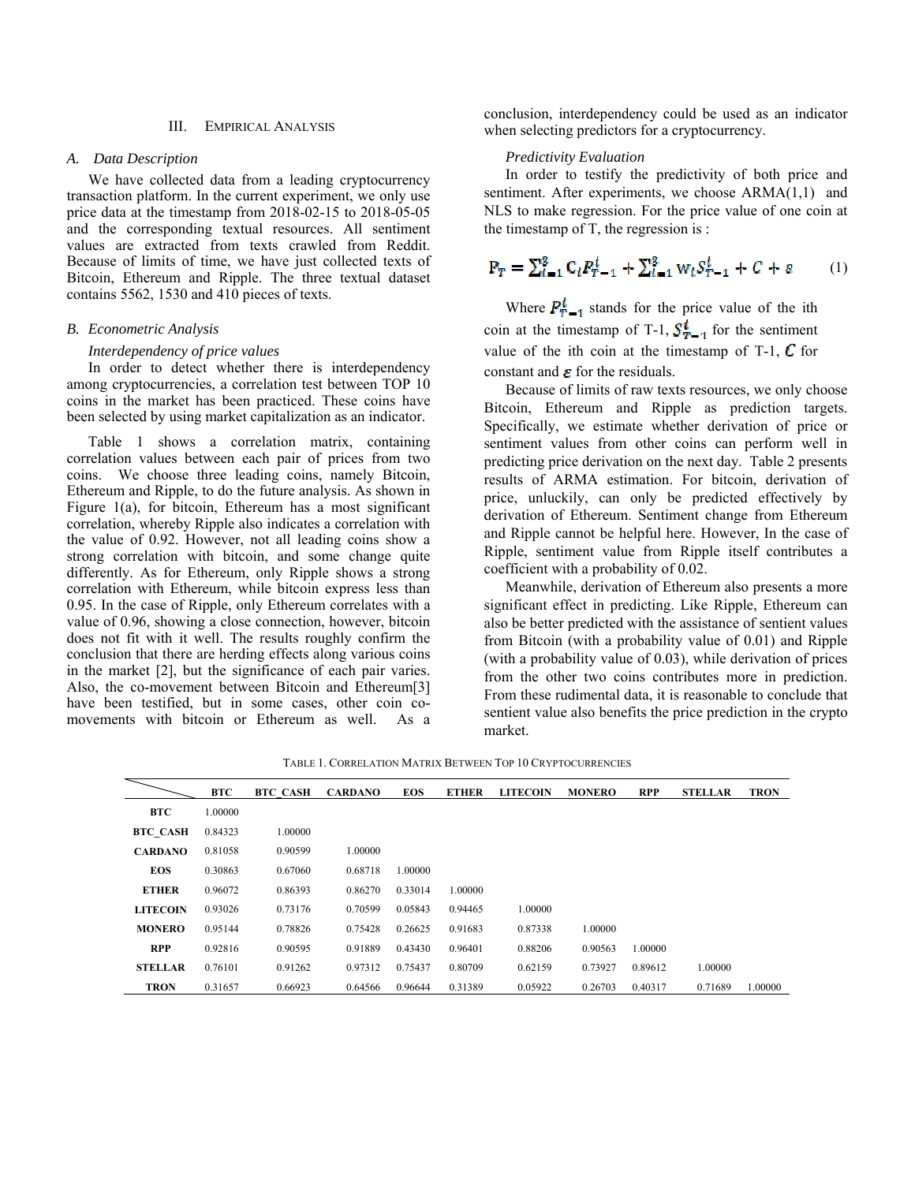## III. Empirical Analysis

### *A. Data Description*

We have collected data from a leading cryptocurrency transaction platform. In the current experiment, we only use price data at the timestamp from 2018-02-15 to 2018-05-05 and the corresponding textual resources. All sentiment values are extracted from texts crawled from Reddit. Because of limits of time, we have just collected texts of Bitcoin, Ethereum and Ripple. The three textual dataset contains 5562, 1530 and 410 pieces of texts.

### *B. Econometric Analysis*

*Interdependency of price values*

In order to detect whether there is interdependency among cryptocurrencies, a correlation test between TOP 10 coins in the market has been practiced. These coins have been selected by using market capitalization as an indicator.

Table 1 shows a correlation matrix, containing correlation values between each pair of prices from two coins. We choose three leading coins, namely Bitcoin, Ethereum and Ripple, to do the future analysis. As shown in Figure 1(a), for bitcoin, Ethereum has a most significant correlation, whereby Ripple also indicates a correlation with the value of 0.92. However, not all leading coins show a strong correlation with bitcoin, and some change quite differently. As for Ethereum, only Ripple shows a strong correlation with Ethereum, while bitcoin express less than 0.95. In the case of Ripple, only Ethereum correlates with a value of 0.96, showing a close connection, however, bitcoin does not fit with it well. The results roughly confirm the conclusion that there are herding effects along various coins in the market [2], but the significance of each pair varies. Also, the co-movement between Bitcoin and Ethereum[3] have been testified, but in some cases, other coin co-movements with bitcoin or Ethereum as well. As a conclusion, interdependency could be used as an indicator when selecting predictors for a cryptocurrency.

*Predictivity Evaluation*

In order to testify the predictivity of both price and sentiment. After experiments, we choose ARMA(1,1) and NLS to make regression. For the price value of one coin at the timestamp of T, the regression is :

$$P_T = \sum_{i=1}^{3} C_i P_{T-1}^{i} + \sum_{i=1}^{3} w_i S_{T-1}^{i} + C + \varepsilon \tag{1}$$

Where $P_{T-1}^{i}$ stands for the price value of the ith coin at the timestamp of T-1, $S_{T-1}^{i}$ for the sentiment value of the ith coin at the timestamp of T-1, $C$ for constant and $\varepsilon$ for the residuals.

Because of limits of raw texts resources, we only choose Bitcoin, Ethereum and Ripple as prediction targets. Specifically, we estimate whether derivation of price or sentiment values from other coins can perform well in predicting price derivation on the next day. Table 2 presents results of ARMA estimation. For bitcoin, derivation of price, unluckily, can only be predicted effectively by derivation of Ethereum. Sentiment change from Ethereum and Ripple cannot be helpful here. However, In the case of Ripple, sentiment value from Ripple itself contributes a coefficient with a probability of 0.02.

Meanwhile, derivation of Ethereum also presents a more significant effect in predicting. Like Ripple, Ethereum can also be better predicted with the assistance of sentient values from Bitcoin (with a probability value of 0.01) and Ripple (with a probability value of 0.03), while derivation of prices from the other two coins contributes more in prediction. From these rudimental data, it is reasonable to conclude that sentient value also benefits the price prediction in the crypto market.

Table 1. Correlation Matrix Between Top 10 Cryptocurrencies

| | BTC | BTC_CASH | CARDANO | EOS | ETHER | LITECOIN | MONERO | RPP | STELLAR | TRON |
|---|---|---|---|---|---|---|---|---|---|---|
| **BTC** | 1.00000 | | | | | | | | | |
| **BTC_CASH** | 0.84323 | 1.00000 | | | | | | | | |
| **CARDANO** | 0.81058 | 0.90599 | 1.00000 | | | | | | | |
| **EOS** | 0.30863 | 0.67060 | 0.68718 | 1.00000 | | | | | | |
| **ETHER** | 0.96072 | 0.86393 | 0.86270 | 0.33014 | 1.00000 | | | | | |
| **LITECOIN** | 0.93026 | 0.73176 | 0.70599 | 0.05843 | 0.94465 | 1.00000 | | | | |
| **MONERO** | 0.95144 | 0.78826 | 0.75428 | 0.26625 | 0.91683 | 0.87338 | 1.00000 | | | |
| **RPP** | 0.92816 | 0.90595 | 0.91889 | 0.43430 | 0.96401 | 0.88206 | 0.90563 | 1.00000 | | |
| **STELLAR** | 0.76101 | 0.91262 | 0.97312 | 0.75437 | 0.80709 | 0.62159 | 0.73927 | 0.89612 | 1.00000 | |
| **TRON** | 0.31657 | 0.66923 | 0.64566 | 0.96644 | 0.31389 | 0.05922 | 0.26703 | 0.40317 | 0.71689 | 1.00000 |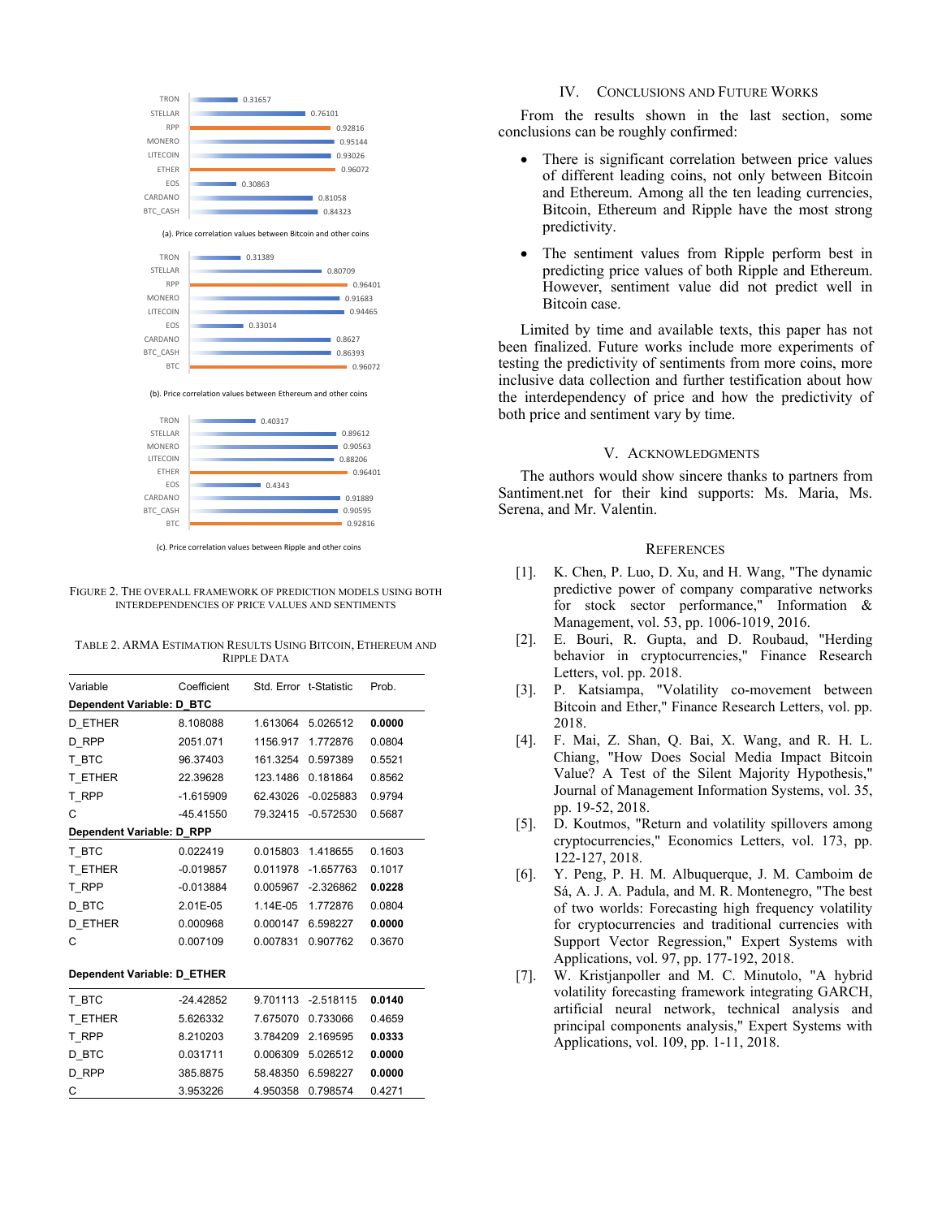TRON
STELLAR
RPP
MONERO
LITECOIN
ETHER
EOS
CARDANO
BTC_CASH

0.31657
0.76101
0.92816
0.95144
0.93026
0.96072
0.30863
0.81058
0.84323

(a). Price correlation values between Bitcoin and other coins

TRON
STELLAR
RPP
MONERO
LITECOIN
EOS
CARDANO
BTC_CASH
BTC

0.31389
0.80709
0.96401
0.91683
0.94465
0.33014
0.8627
0.86393
0.96072

(b). Price correlation values between Ethereum and other coins

TRON
STELLAR
MONERO
LITECOIN
ETHER
EOS
CARDANO
BTC_CASH
BTC

0.40317
0.89612
0.90563
0.88206
0.96401
0.4343
0.91889
0.90595
0.92816

(c). Price correlation values between Ripple and other coins

FIGURE 2. THE OVERALL FRAMEWORK OF PREDICTION MODELS USING BOTH INTERDEPENDENCIES OF PRICE VALUES AND SENTIMENTS

TABLE 2. ARMA ESTIMATION RESULTS USING BITCOIN, ETHEREUM AND RIPPLE DATA

| Variable | Coefficient | Std. Error | t-Statistic | Prob. |
|---|---|---|---|---|
| **Dependent Variable: D_BTC** | | | | |
| D_ETHER | 8.108088 | 1.613064 | 5.026512 | **0.0000** |
| D_RPP | 2051.071 | 1156.917 | 1.772876 | 0.0804 |
| T_BTC | 96.37403 | 161.3254 | 0.597389 | 0.5521 |
| T_ETHER | 22.39628 | 123.1486 | 0.181864 | 0.8562 |
| T_RPP | -1.615909 | 62.43026 | -0.025883 | 0.9794 |
| C | -45.41550 | 79.32415 | -0.572530 | 0.5687 |
| **Dependent Variable: D_RPP** | | | | |
| T_BTC | 0.022419 | 0.015803 | 1.418655 | 0.1603 |
| T_ETHER | -0.019857 | 0.011978 | -1.657763 | 0.1017 |
| T_RPP | -0.013884 | 0.005967 | -2.326862 | **0.0228** |
| D_BTC | 2.01E-05 | 1.14E-05 | 1.772876 | 0.0804 |
| D_ETHER | 0.000968 | 0.000147 | 6.598227 | **0.0000** |
| C | 0.007109 | 0.007831 | 0.907762 | 0.3670 |
| **Dependent Variable: D_ETHER** | | | | |
| T_BTC | -24.42852 | 9.701113 | -2.518115 | **0.0140** |
| T_ETHER | 5.626332 | 7.675070 | 0.733066 | 0.4659 |
| T_RPP | 8.210203 | 3.784209 | 2.169595 | **0.0333** |
| D_BTC | 0.031711 | 0.006309 | 5.026512 | **0.0000** |
| D_RPP | 385.8875 | 58.48350 | 6.598227 | **0.0000** |
| C | 3.953226 | 4.950358 | 0.798574 | 0.4271 |

## IV. CONCLUSIONS AND FUTURE WORKS

From the results shown in the last section, some conclusions can be roughly confirmed:

- There is significant correlation between price values of different leading coins, not only between Bitcoin and Ethereum. Among all the ten leading currencies, Bitcoin, Ethereum and Ripple have the most strong predictivity.
- The sentiment values from Ripple perform best in predicting price values of both Ripple and Ethereum. However, sentiment value did not predict well in Bitcoin case.

Limited by time and available texts, this paper has not been finalized. Future works include more experiments of testing the predictivity of sentiments from more coins, more inclusive data collection and further testification about how the interdependency of price and how the predictivity of both price and sentiment vary by time.

## V. ACKNOWLEDGMENTS

The authors would show sincere thanks to partners from Santiment.net for their kind supports: Ms. Maria, Ms. Serena, and Mr. Valentin.

## REFERENCES

[1]. K. Chen, P. Luo, D. Xu, and H. Wang, "The dynamic predictive power of company comparative networks for stock sector performance," Information & Management, vol. 53, pp. 1006-1019, 2016.

[2]. E. Bouri, R. Gupta, and D. Roubaud, "Herding behavior in cryptocurrencies," Finance Research Letters, vol. pp. 2018.

[3]. P. Katsiampa, "Volatility co-movement between Bitcoin and Ether," Finance Research Letters, vol. pp. 2018.

[4]. F. Mai, Z. Shan, Q. Bai, X. Wang, and R. H. L. Chiang, "How Does Social Media Impact Bitcoin Value? A Test of the Silent Majority Hypothesis," Journal of Management Information Systems, vol. 35, pp. 19-52, 2018.

[5]. D. Koutmos, "Return and volatility spillovers among cryptocurrencies," Economics Letters, vol. 173, pp. 122-127, 2018.

[6]. Y. Peng, P. H. M. Albuquerque, J. M. Camboim de Sá, A. J. A. Padula, and M. R. Montenegro, "The best of two worlds: Forecasting high frequency volatility for cryptocurrencies and traditional currencies with Support Vector Regression," Expert Systems with Applications, vol. 97, pp. 177-192, 2018.

[7]. W. Kristjanpoller and M. C. Minutolo, "A hybrid volatility forecasting framework integrating GARCH, artificial neural network, technical analysis and principal components analysis," Expert Systems with Applications, vol. 109, pp. 1-11, 2018.